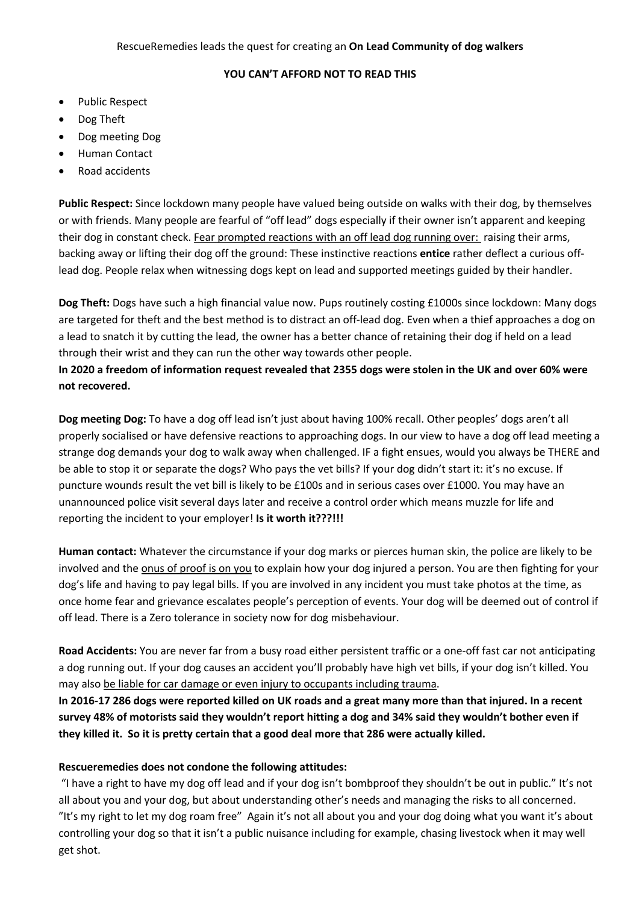RescueRemedies leads the quest for creating an **On Lead Community of dog walkers**

**YOU CAN'T AFFORD NOT TO READ THIS**

- Public Respect
- Dog Theft
- Dog meeting Dog
- Human Contact
- Road accidents

**Public Respect:** Since lockdown many people have valued being outside on walks with their dog, by themselves or with friends. Many people are fearful of "off lead" dogs especially if their owner isn't apparent and keeping their dog in constant check. Fear prompted reactions with an off lead dog running over: raising their arms, backing away or lifting their dog off the ground: These instinctive reactions **entice** rather deflect a curious off-lead dog. People relax when witnessing dogs kept on lead and supported meetings guided by their handler.

**Dog Theft:** Dogs have such a high financial value now. Pups routinely costing £1000s since lockdown: Many dogs are targeted for theft and the best method is to distract an off-lead dog. Even when a thief approaches a dog on a lead to snatch it by cutting the lead, the owner has a better chance of retaining their dog if held on a lead through their wrist and they can run the other way towards other people.
**In 2020 a freedom of information request revealed that 2355 dogs were stolen in the UK and over 60% were not recovered.**

**Dog meeting Dog:** To have a dog off lead isn't just about having 100% recall. Other peoples' dogs aren't all properly socialised or have defensive reactions to approaching dogs. In our view to have a dog off lead meeting a strange dog demands your dog to walk away when challenged. IF a fight ensues, would you always be THERE and be able to stop it or separate the dogs? Who pays the vet bills? If your dog didn't start it: it's no excuse. If puncture wounds result the vet bill is likely to be £100s and in serious cases over £1000. You may have an unannounced police visit several days later and receive a control order which means muzzle for life and reporting the incident to your employer! **Is it worth it???!!!**

**Human contact:** Whatever the circumstance if your dog marks or pierces human skin, the police are likely to be involved and the onus of proof is on you to explain how your dog injured a person. You are then fighting for your dog's life and having to pay legal bills. If you are involved in any incident you must take photos at the time, as once home fear and grievance escalates people's perception of events. Your dog will be deemed out of control if off lead. There is a Zero tolerance in society now for dog misbehaviour.

**Road Accidents:** You are never far from a busy road either persistent traffic or a one-off fast car not anticipating a dog running out. If your dog causes an accident you'll probably have high vet bills, if your dog isn't killed. You may also be liable for car damage or even injury to occupants including trauma.
**In 2016-17 286 dogs were reported killed on UK roads and a great many more than that injured. In a recent survey 48% of motorists said they wouldn't report hitting a dog and 34% said they wouldn't bother even if they killed it. So it is pretty certain that a good deal more that 286 were actually killed.**

**Rescueremedies does not condone the following attitudes:**
"I have a right to have my dog off lead and if your dog isn't bombproof they shouldn't be out in public." It's not all about you and your dog, but about understanding other's needs and managing the risks to all concerned. "It's my right to let my dog roam free" Again it's not all about you and your dog doing what you want it's about controlling your dog so that it isn't a public nuisance including for example, chasing livestock when it may well get shot.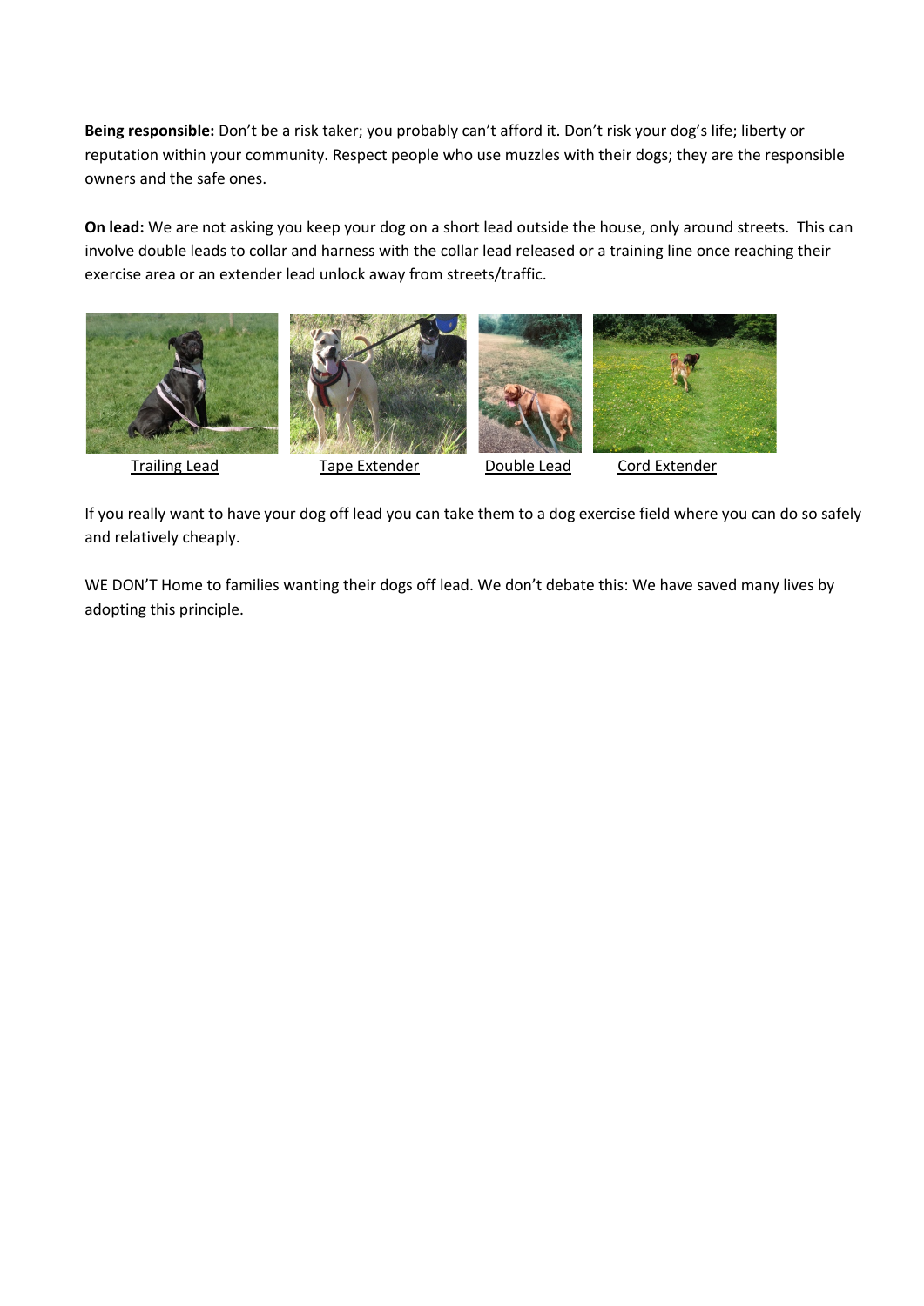**Being responsible:** Don't be a risk taker; you probably can't afford it. Don't risk your dog's life; liberty or reputation within your community. Respect people who use muzzles with their dogs; they are the responsible owners and the safe ones.

**On lead:** We are not asking you keep your dog on a short lead outside the house, only around streets. This can involve double leads to collar and harness with the collar lead released or a training line once reaching their exercise area or an extender lead unlock away from streets/traffic.

Trailing Lead

Tape Extender

Double Lead

Cord Extender

If you really want to have your dog off lead you can take them to a dog exercise field where you can do so safely and relatively cheaply.

WE DON'T Home to families wanting their dogs off lead. We don't debate this: We have saved many lives by adopting this principle.